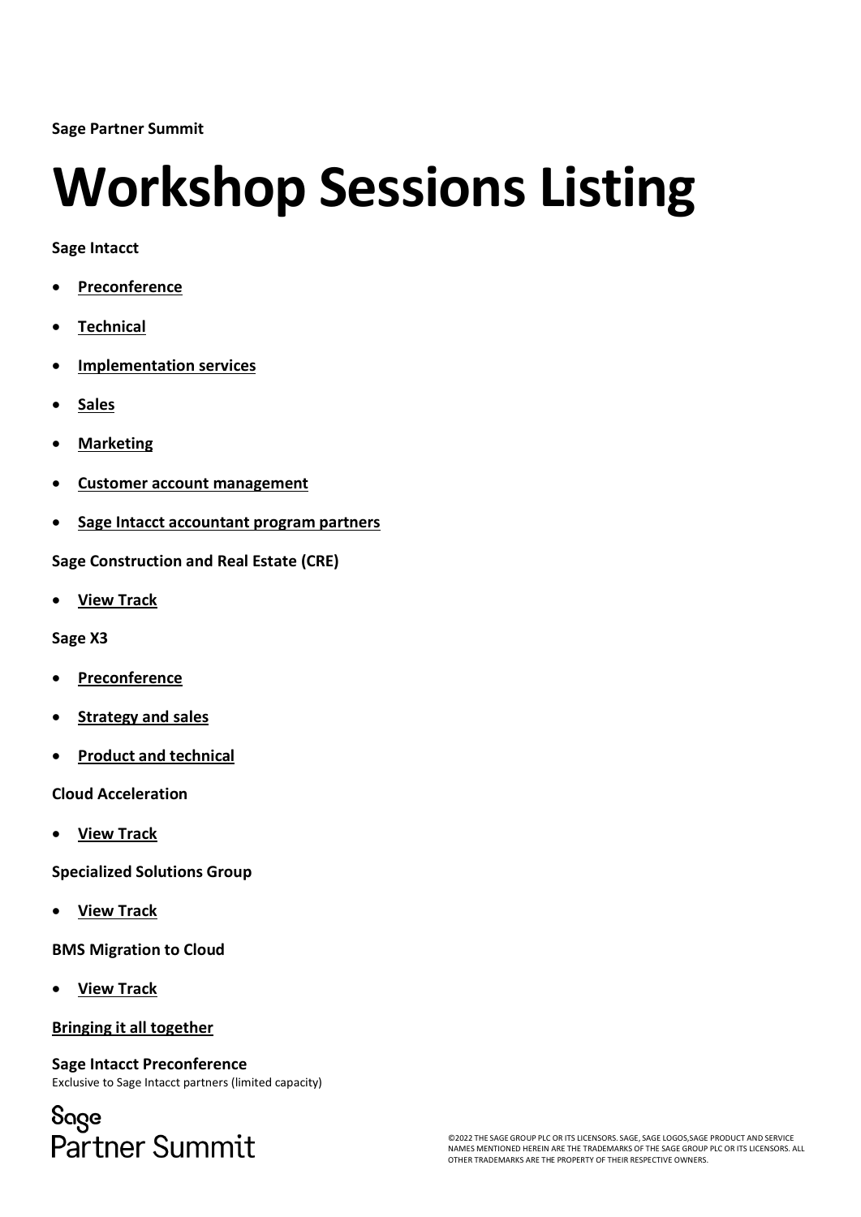**Sage Partner Summit**

# Workshop Sessions Listing

**Sage Intacct**

- **Preconference**
- **Technical**
- **Implementation services**
- **Sales**
- **Marketing**
- **Customer account management**
- **Sage Intacct accountant program partners**

**Sage Construction and Real Estate (CRE)**

- **View Track**

**Sage X3**

- **Preconference**
- **Strategy and sales**
- **Product and technical**

**Cloud Acceleration**

- **View Track**

**Specialized Solutions Group**

- **View Track**

**BMS Migration to Cloud**

- **View Track**

**Bringing it all together**

**Sage Intacct Preconference**
Exclusive to Sage Intacct partners (limited capacity)

©2022 THE SAGE GROUP PLC OR ITS LICENSORS. SAGE, SAGE LOGOS,SAGE PRODUCT AND SERVICE NAMES MENTIONED HEREIN ARE THE TRADEMARKS OF THE SAGE GROUP PLC OR ITS LICENSORS. ALL OTHER TRADEMARKS ARE THE PROPERTY OF THEIR RESPECTIVE OWNERS.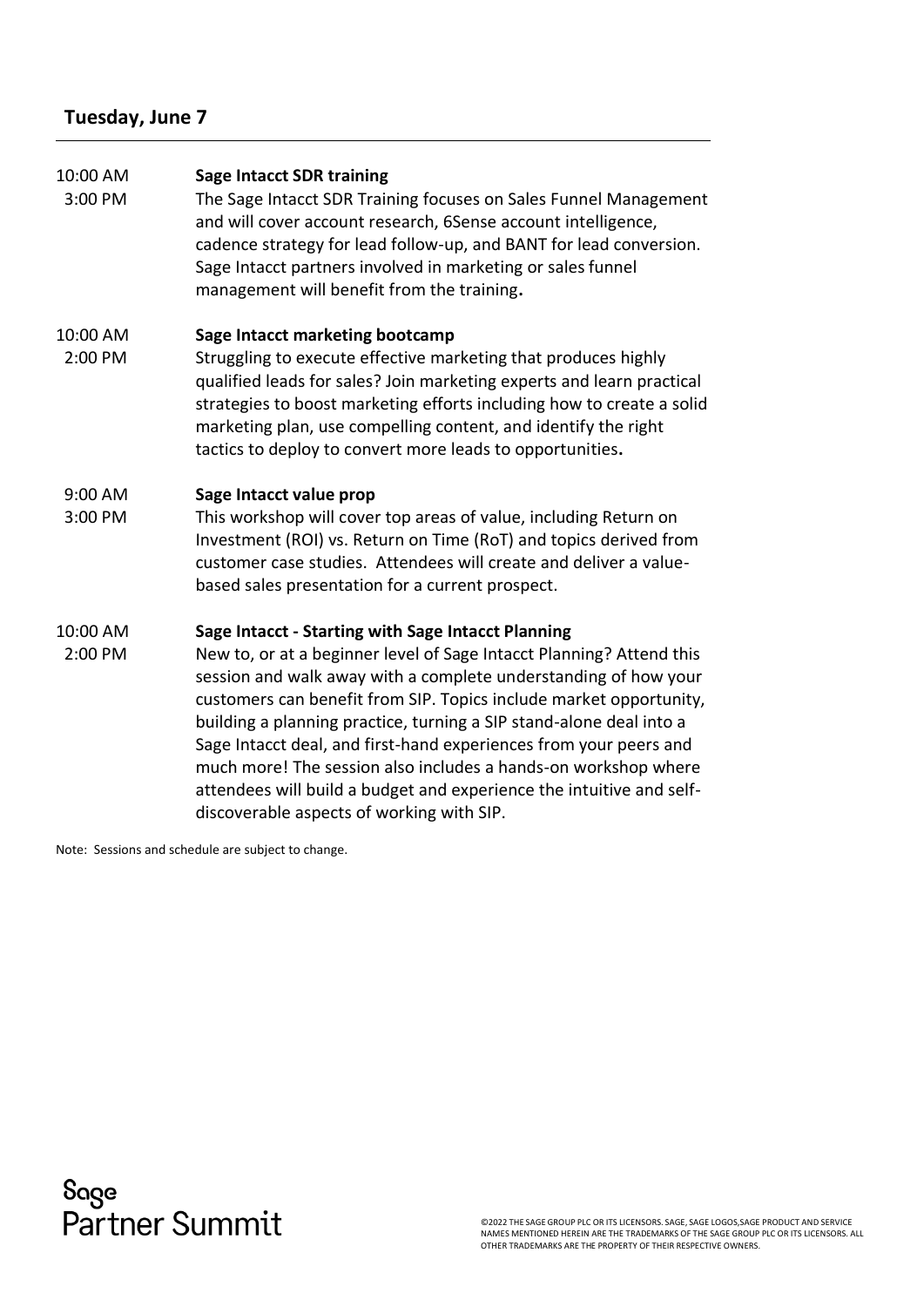## Tuesday, June 7

10:00 AM
3:00 PM

**Sage Intacct SDR training**

The Sage Intacct SDR Training focuses on Sales Funnel Management and will cover account research, 6Sense account intelligence, cadence strategy for lead follow-up, and BANT for lead conversion. Sage Intacct partners involved in marketing or sales funnel management will benefit from the training.

10:00 AM
2:00 PM

**Sage Intacct marketing bootcamp**

Struggling to execute effective marketing that produces highly qualified leads for sales? Join marketing experts and learn practical strategies to boost marketing efforts including how to create a solid marketing plan, use compelling content, and identify the right tactics to deploy to convert more leads to opportunities.

9:00 AM
3:00 PM

**Sage Intacct value prop**

This workshop will cover top areas of value, including Return on Investment (ROI) vs. Return on Time (RoT) and topics derived from customer case studies. Attendees will create and deliver a value-based sales presentation for a current prospect.

10:00 AM
2:00 PM

**Sage Intacct - Starting with Sage Intacct Planning**

New to, or at a beginner level of Sage Intacct Planning? Attend this session and walk away with a complete understanding of how your customers can benefit from SIP. Topics include market opportunity, building a planning practice, turning a SIP stand-alone deal into a Sage Intacct deal, and first-hand experiences from your peers and much more! The session also includes a hands-on workshop where attendees will build a budget and experience the intuitive and self-discoverable aspects of working with SIP.

Note: Sessions and schedule are subject to change.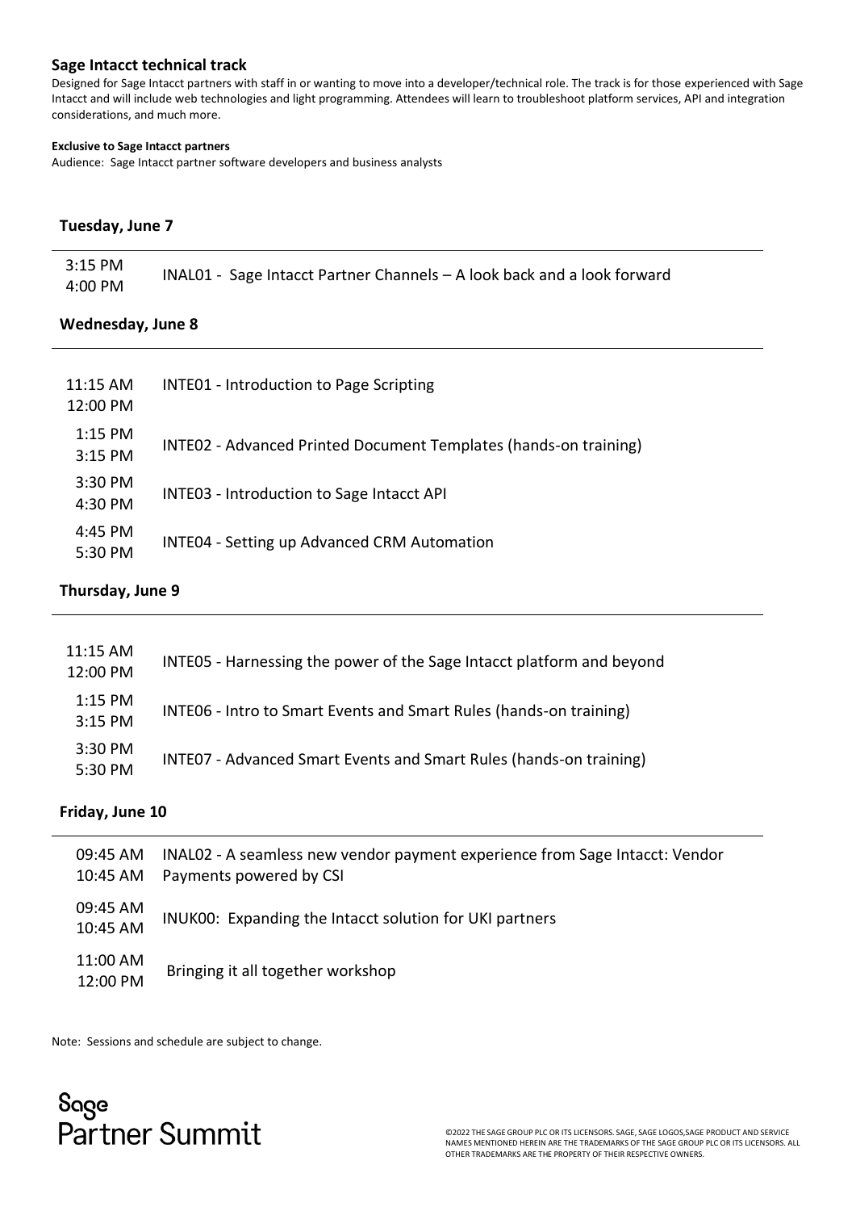## Sage Intacct technical track

Designed for Sage Intacct partners with staff in or wanting to move into a developer/technical role. The track is for those experienced with Sage Intacct and will include web technologies and light programming. Attendees will learn to troubleshoot platform services, API and integration considerations, and much more.

**Exclusive to Sage Intacct partners**

Audience: Sage Intacct partner software developers and business analysts

### Tuesday, June 7

| Time | Session |
|---|---|
| 3:15 PM<br>4:00 PM | INAL01 - Sage Intacct Partner Channels – A look back and a look forward |

### Wednesday, June 8

| Time | Session |
|---|---|
| 11:15 AM<br>12:00 PM | INTE01 - Introduction to Page Scripting |
| 1:15 PM<br>3:15 PM | INTE02 - Advanced Printed Document Templates (hands-on training) |
| 3:30 PM<br>4:30 PM | INTE03 - Introduction to Sage Intacct API |
| 4:45 PM<br>5:30 PM | INTE04 - Setting up Advanced CRM Automation |

### Thursday, June 9

| Time | Session |
|---|---|
| 11:15 AM<br>12:00 PM | INTE05 - Harnessing the power of the Sage Intacct platform and beyond |
| 1:15 PM<br>3:15 PM | INTE06 - Intro to Smart Events and Smart Rules (hands-on training) |
| 3:30 PM<br>5:30 PM | INTE07 - Advanced Smart Events and Smart Rules (hands-on training) |

### Friday, June 10

| Time | Session |
|---|---|
| 09:45 AM<br>10:45 AM | INAL02 - A seamless new vendor payment experience from Sage Intacct: Vendor Payments powered by CSI |
| 09:45 AM<br>10:45 AM | INUK00: Expanding the Intacct solution for UKI partners |
| 11:00 AM<br>12:00 PM | Bringing it all together workshop |

Note: Sessions and schedule are subject to change.

Sage Partner Summit

©2022 THE SAGE GROUP PLC OR ITS LICENSORS. SAGE, SAGE LOGOS,SAGE PRODUCT AND SERVICE NAMES MENTIONED HEREIN ARE THE TRADEMARKS OF THE SAGE GROUP PLC OR ITS LICENSORS. ALL OTHER TRADEMARKS ARE THE PROPERTY OF THEIR RESPECTIVE OWNERS.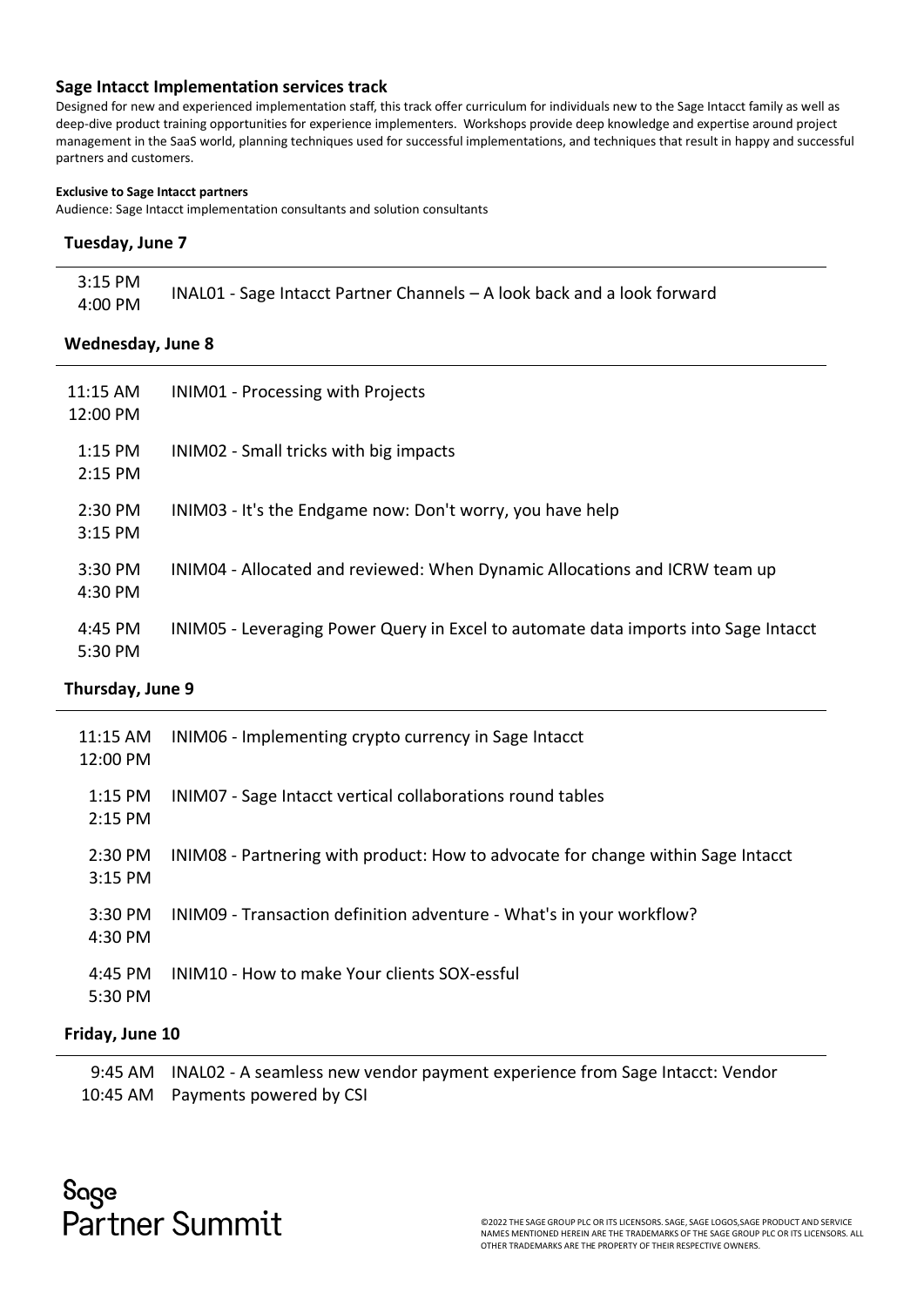## Sage Intacct Implementation services track

Designed for new and experienced implementation staff, this track offer curriculum for individuals new to the Sage Intacct family as well as deep-dive product training opportunities for experience implementers. Workshops provide deep knowledge and expertise around project management in the SaaS world, planning techniques used for successful implementations, and techniques that result in happy and successful partners and customers.

**Exclusive to Sage Intacct partners**

Audience: Sage Intacct implementation consultants and solution consultants

### Tuesday, June 7

| Time | Session |
|---|---|
| 3:15 PM<br>4:00 PM | INAL01 - Sage Intacct Partner Channels – A look back and a look forward |

### Wednesday, June 8

| Time | Session |
|---|---|
| 11:15 AM<br>12:00 PM | INIM01 - Processing with Projects |
| 1:15 PM<br>2:15 PM | INIM02 - Small tricks with big impacts |
| 2:30 PM<br>3:15 PM | INIM03 - It's the Endgame now: Don't worry, you have help |
| 3:30 PM<br>4:30 PM | INIM04 - Allocated and reviewed: When Dynamic Allocations and ICRW team up |
| 4:45 PM<br>5:30 PM | INIM05 - Leveraging Power Query in Excel to automate data imports into Sage Intacct |

### Thursday, June 9

| Time | Session |
|---|---|
| 11:15 AM<br>12:00 PM | INIM06 - Implementing crypto currency in Sage Intacct |
| 1:15 PM<br>2:15 PM | INIM07 - Sage Intacct vertical collaborations round tables |
| 2:30 PM<br>3:15 PM | INIM08 - Partnering with product: How to advocate for change within Sage Intacct |
| 3:30 PM<br>4:30 PM | INIM09 - Transaction definition adventure - What's in your workflow? |
| 4:45 PM<br>5:30 PM | INIM10 - How to make Your clients SOX-essful |

### Friday, June 10

| Time | Session |
|---|---|
| 9:45 AM<br>10:45 AM | INAL02 - A seamless new vendor payment experience from Sage Intacct: Vendor Payments powered by CSI |

Sage Partner Summit

©2022 THE SAGE GROUP PLC OR ITS LICENSORS. SAGE, SAGE LOGOS,SAGE PRODUCT AND SERVICE NAMES MENTIONED HEREIN ARE THE TRADEMARKS OF THE SAGE GROUP PLC OR ITS LICENSORS. ALL OTHER TRADEMARKS ARE THE PROPERTY OF THEIR RESPECTIVE OWNERS.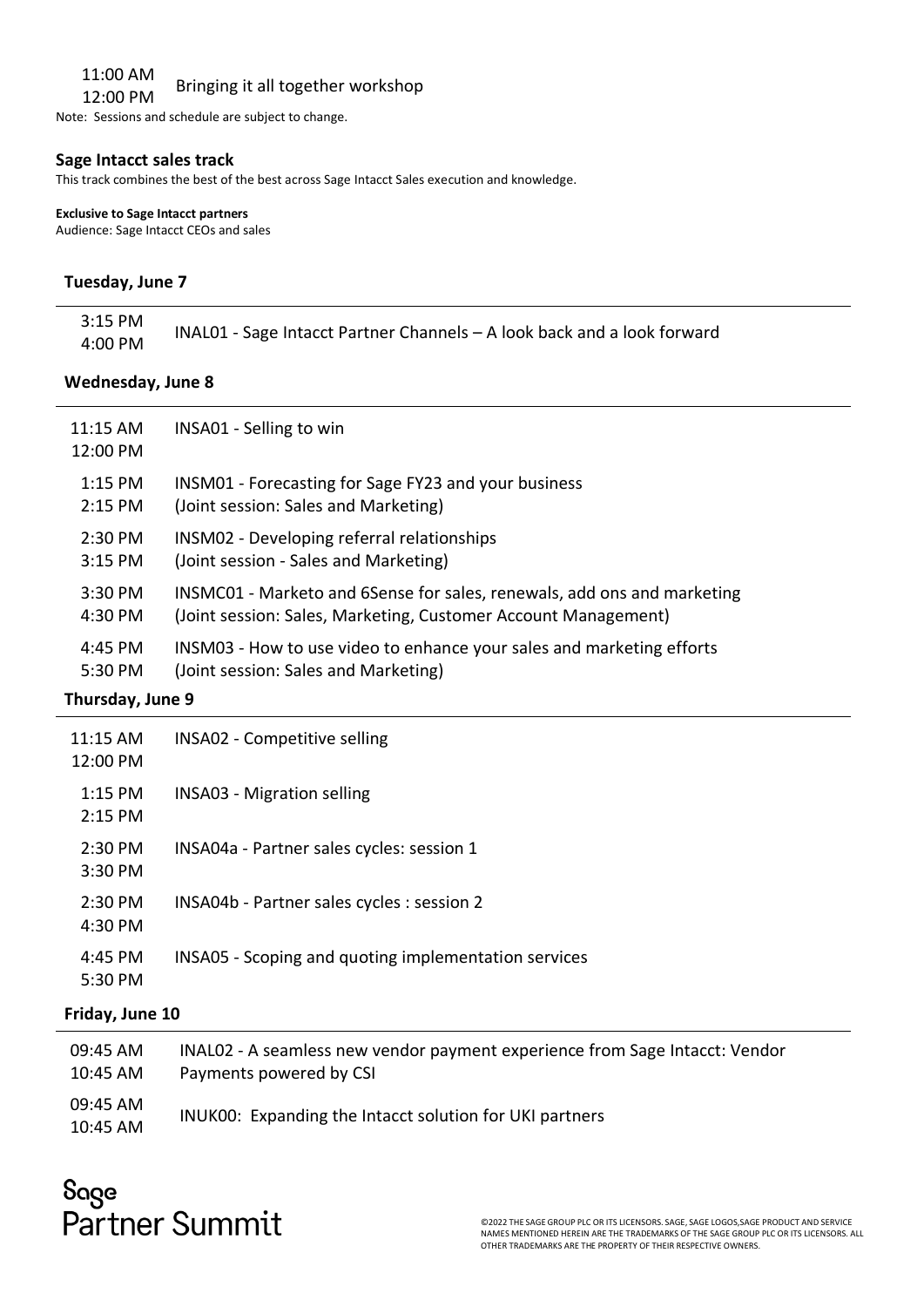| | |
|---|---|
| 11:00 AM<br>12:00 PM | Bringing it all together workshop |

Note: Sessions and schedule are subject to change.

### Sage Intacct sales track

This track combines the best of the best across Sage Intacct Sales execution and knowledge.

**Exclusive to Sage Intacct partners**
Audience: Sage Intacct CEOs and sales

#### Tuesday, June 7

| | |
|---|---|
| 3:15 PM<br>4:00 PM | INAL01 - Sage Intacct Partner Channels – A look back and a look forward |

#### Wednesday, June 8

| | |
|---|---|
| 11:15 AM<br>12:00 PM | INSA01 - Selling to win |
| 1:15 PM<br>2:15 PM | INSM01 - Forecasting for Sage FY23 and your business<br>(Joint session: Sales and Marketing) |
| 2:30 PM<br>3:15 PM | INSM02 - Developing referral relationships<br>(Joint session - Sales and Marketing) |
| 3:30 PM<br>4:30 PM | INSMC01 - Marketo and 6Sense for sales, renewals, add ons and marketing<br>(Joint session: Sales, Marketing, Customer Account Management) |
| 4:45 PM<br>5:30 PM | INSM03 - How to use video to enhance your sales and marketing efforts<br>(Joint session: Sales and Marketing) |

#### Thursday, June 9

| | |
|---|---|
| 11:15 AM<br>12:00 PM | INSA02 - Competitive selling |
| 1:15 PM<br>2:15 PM | INSA03 - Migration selling |
| 2:30 PM<br>3:30 PM | INSA04a - Partner sales cycles: session 1 |
| 2:30 PM<br>4:30 PM | INSA04b - Partner sales cycles : session 2 |
| 4:45 PM<br>5:30 PM | INSA05 - Scoping and quoting implementation services |

#### Friday, June 10

| | |
|---|---|
| 09:45 AM<br>10:45 AM | INAL02 - A seamless new vendor payment experience from Sage Intacct: Vendor Payments powered by CSI |
| 09:45 AM<br>10:45 AM | INUK00: Expanding the Intacct solution for UKI partners |

Sage Partner Summit

©2022 THE SAGE GROUP PLC OR ITS LICENSORS. SAGE, SAGE LOGOS,SAGE PRODUCT AND SERVICE NAMES MENTIONED HEREIN ARE THE TRADEMARKS OF THE SAGE GROUP PLC OR ITS LICENSORS. ALL OTHER TRADEMARKS ARE THE PROPERTY OF THEIR RESPECTIVE OWNERS.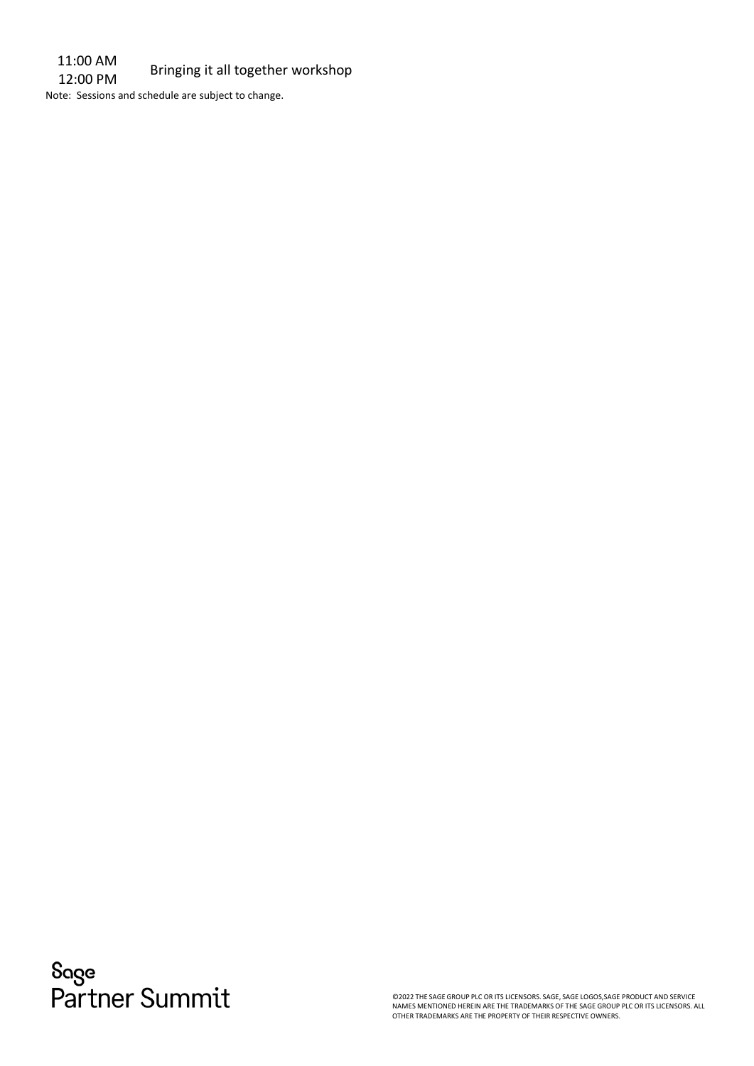| | |
|---|---|
| 11:00 AM<br>12:00 PM | Bringing it all together workshop |

Note: Sessions and schedule are subject to change.

Sage Partner Summit

©2022 THE SAGE GROUP PLC OR ITS LICENSORS. SAGE, SAGE LOGOS,SAGE PRODUCT AND SERVICE NAMES MENTIONED HEREIN ARE THE TRADEMARKS OF THE SAGE GROUP PLC OR ITS LICENSORS. ALL OTHER TRADEMARKS ARE THE PROPERTY OF THEIR RESPECTIVE OWNERS.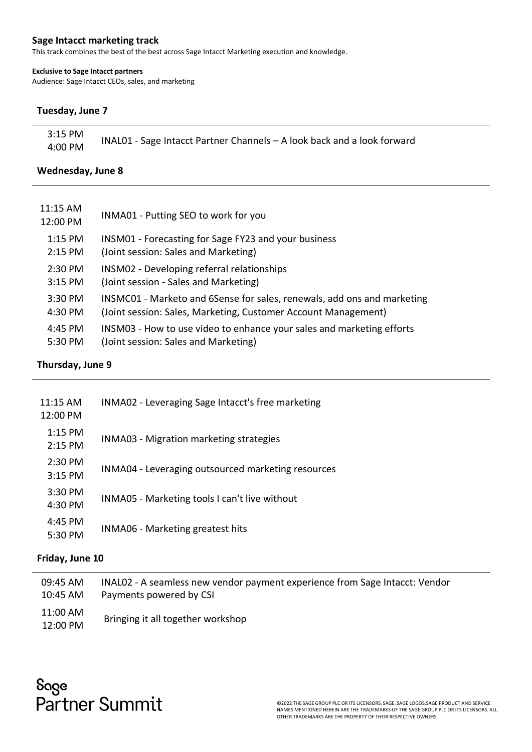## Sage Intacct marketing track

This track combines the best of the best across Sage Intacct Marketing execution and knowledge.

**Exclusive to Sage Intacct partners**

Audience: Sage Intacct CEOs, sales, and marketing

### Tuesday, June 7

| Time | Session |
|---|---|
| 3:15 PM<br>4:00 PM | INAL01 - Sage Intacct Partner Channels – A look back and a look forward |

### Wednesday, June 8

| Time | Session |
|---|---|
| 11:15 AM<br>12:00 PM | INMA01 - Putting SEO to work for you |
| 1:15 PM<br>2:15 PM | INSM01 - Forecasting for Sage FY23 and your business<br>(Joint session: Sales and Marketing) |
| 2:30 PM<br>3:15 PM | INSM02 - Developing referral relationships<br>(Joint session - Sales and Marketing) |
| 3:30 PM<br>4:30 PM | INSMC01 - Marketo and 6Sense for sales, renewals, add ons and marketing<br>(Joint session: Sales, Marketing, Customer Account Management) |
| 4:45 PM<br>5:30 PM | INSM03 - How to use video to enhance your sales and marketing efforts<br>(Joint session: Sales and Marketing) |

### Thursday, June 9

| Time | Session |
|---|---|
| 11:15 AM<br>12:00 PM | INMA02 - Leveraging Sage Intacct's free marketing |
| 1:15 PM<br>2:15 PM | INMA03 - Migration marketing strategies |
| 2:30 PM<br>3:15 PM | INMA04 - Leveraging outsourced marketing resources |
| 3:30 PM<br>4:30 PM | INMA05 - Marketing tools I can't live without |
| 4:45 PM<br>5:30 PM | INMA06 - Marketing greatest hits |

### Friday, June 10

| Time | Session |
|---|---|
| 09:45 AM<br>10:45 AM | INAL02 - A seamless new vendor payment experience from Sage Intacct: Vendor Payments powered by CSI |
| 11:00 AM<br>12:00 PM | Bringing it all together workshop |

Sage Partner Summit

©2022 THE SAGE GROUP PLC OR ITS LICENSORS. SAGE, SAGE LOGOS,SAGE PRODUCT AND SERVICE NAMES MENTIONED HEREIN ARE THE TRADEMARKS OF THE SAGE GROUP PLC OR ITS LICENSORS. ALL OTHER TRADEMARKS ARE THE PROPERTY OF THEIR RESPECTIVE OWNERS.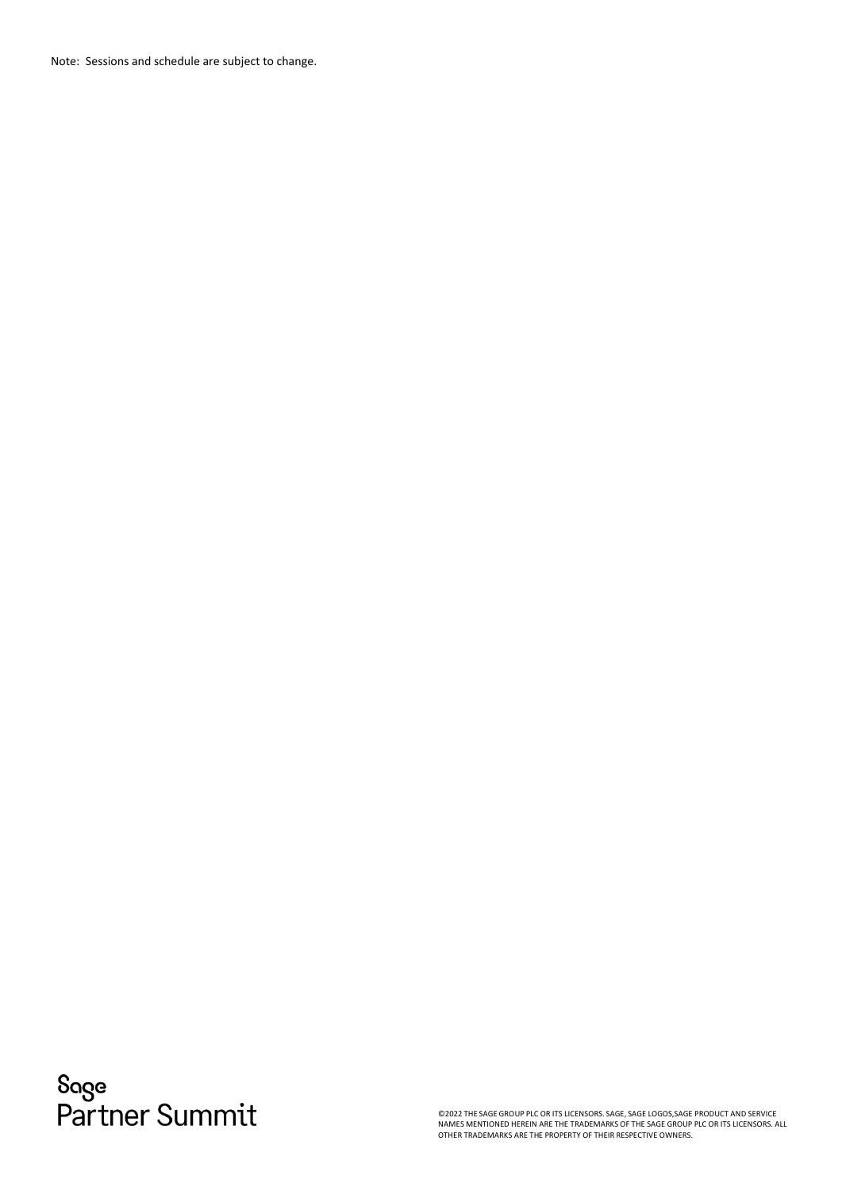Note: Sessions and schedule are subject to change.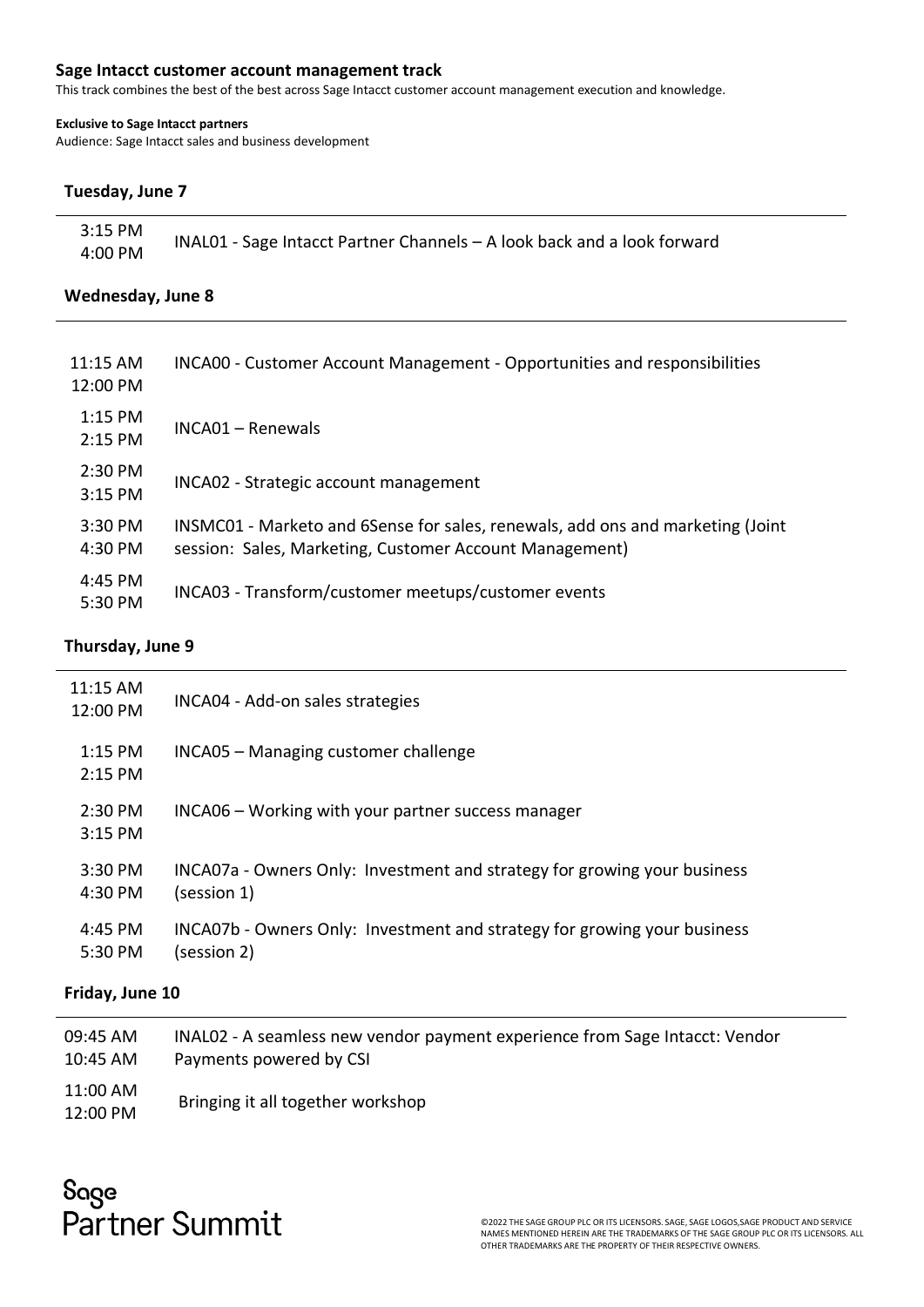## Sage Intacct customer account management track

This track combines the best of the best across Sage Intacct customer account management execution and knowledge.

**Exclusive to Sage Intacct partners**

Audience: Sage Intacct sales and business development

### Tuesday, June 7

| Time | Session |
|---|---|
| 3:15 PM 4:00 PM | INAL01 - Sage Intacct Partner Channels – A look back and a look forward |

### Wednesday, June 8

| Time | Session |
|---|---|
| 11:15 AM 12:00 PM | INCA00 - Customer Account Management - Opportunities and responsibilities |
| 1:15 PM 2:15 PM | INCA01 – Renewals |
| 2:30 PM 3:15 PM | INCA02 - Strategic account management |
| 3:30 PM 4:30 PM | INSMC01 - Marketo and 6Sense for sales, renewals, add ons and marketing (Joint session: Sales, Marketing, Customer Account Management) |
| 4:45 PM 5:30 PM | INCA03 - Transform/customer meetups/customer events |

### Thursday, June 9

| Time | Session |
|---|---|
| 11:15 AM 12:00 PM | INCA04 - Add-on sales strategies |
| 1:15 PM 2:15 PM | INCA05 – Managing customer challenge |
| 2:30 PM 3:15 PM | INCA06 – Working with your partner success manager |
| 3:30 PM 4:30 PM | INCA07a - Owners Only: Investment and strategy for growing your business (session 1) |
| 4:45 PM 5:30 PM | INCA07b - Owners Only: Investment and strategy for growing your business (session 2) |

### Friday, June 10

| Time | Session |
|---|---|
| 09:45 AM 10:45 AM | INAL02 - A seamless new vendor payment experience from Sage Intacct: Vendor Payments powered by CSI |
| 11:00 AM 12:00 PM | Bringing it all together workshop |

Sage Partner Summit

©2022 THE SAGE GROUP PLC OR ITS LICENSORS. SAGE, SAGE LOGOS,SAGE PRODUCT AND SERVICE NAMES MENTIONED HEREIN ARE THE TRADEMARKS OF THE SAGE GROUP PLC OR ITS LICENSORS. ALL OTHER TRADEMARKS ARE THE PROPERTY OF THEIR RESPECTIVE OWNERS.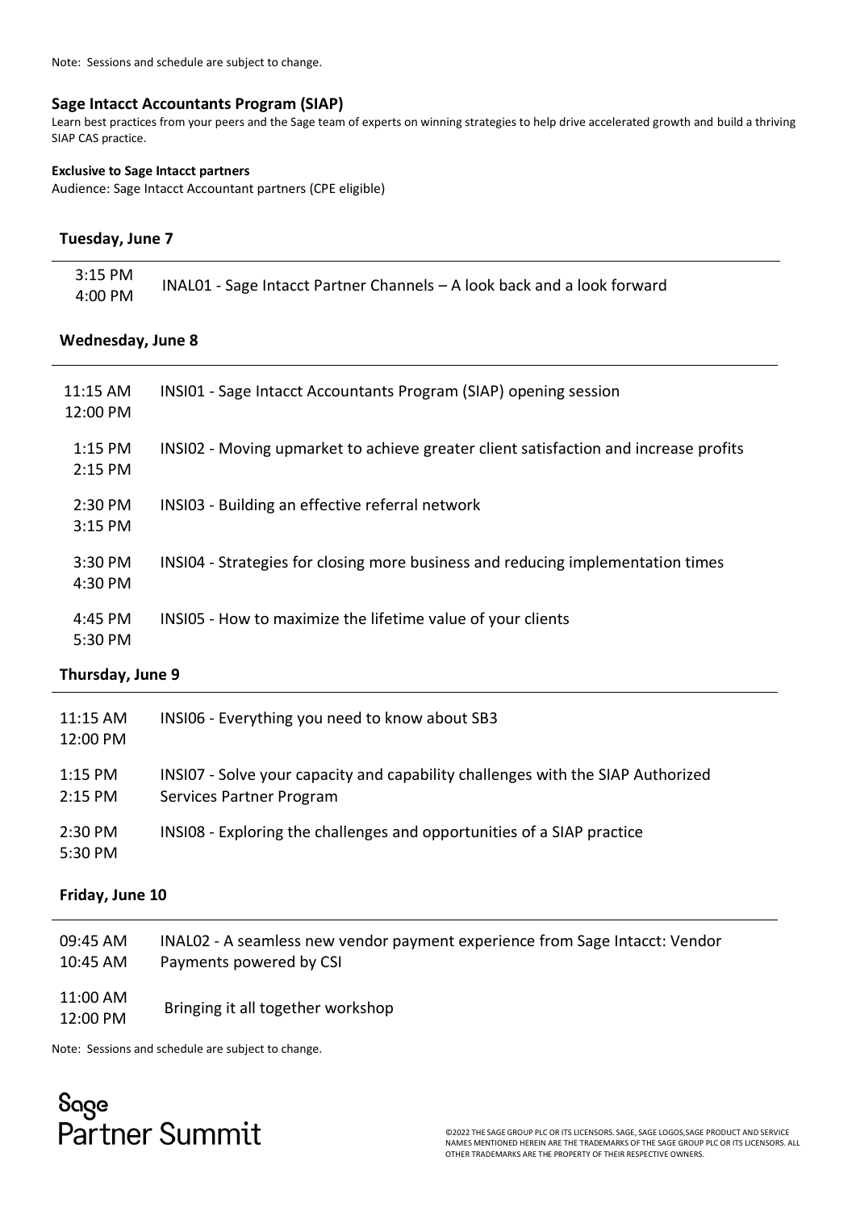Note: Sessions and schedule are subject to change.

## Sage Intacct Accountants Program (SIAP)

Learn best practices from your peers and the Sage team of experts on winning strategies to help drive accelerated growth and build a thriving SIAP CAS practice.

**Exclusive to Sage Intacct partners**

Audience: Sage Intacct Accountant partners (CPE eligible)

### Tuesday, June 7

| Time | Session |
|---|---|
| 3:15 PM – 4:00 PM | INAL01 - Sage Intacct Partner Channels – A look back and a look forward |

### Wednesday, June 8

| Time | Session |
|---|---|
| 11:15 AM – 12:00 PM | INSI01 - Sage Intacct Accountants Program (SIAP) opening session |
| 1:15 PM – 2:15 PM | INSI02 - Moving upmarket to achieve greater client satisfaction and increase profits |
| 2:30 PM – 3:15 PM | INSI03 - Building an effective referral network |
| 3:30 PM – 4:30 PM | INSI04 - Strategies for closing more business and reducing implementation times |
| 4:45 PM – 5:30 PM | INSI05 - How to maximize the lifetime value of your clients |

### Thursday, June 9

| Time | Session |
|---|---|
| 11:15 AM – 12:00 PM | INSI06 - Everything you need to know about SB3 |
| 1:15 PM – 2:15 PM | INSI07 - Solve your capacity and capability challenges with the SIAP Authorized Services Partner Program |
| 2:30 PM – 5:30 PM | INSI08 - Exploring the challenges and opportunities of a SIAP practice |

### Friday, June 10

| Time | Session |
|---|---|
| 09:45 AM – 10:45 AM | INAL02 - A seamless new vendor payment experience from Sage Intacct: Vendor Payments powered by CSI |
| 11:00 AM – 12:00 PM | Bringing it all together workshop |

Note: Sessions and schedule are subject to change.

Sage Partner Summit

©2022 THE SAGE GROUP PLC OR ITS LICENSORS. SAGE, SAGE LOGOS,SAGE PRODUCT AND SERVICE NAMES MENTIONED HEREIN ARE THE TRADEMARKS OF THE SAGE GROUP PLC OR ITS LICENSORS. ALL OTHER TRADEMARKS ARE THE PROPERTY OF THEIR RESPECTIVE OWNERS.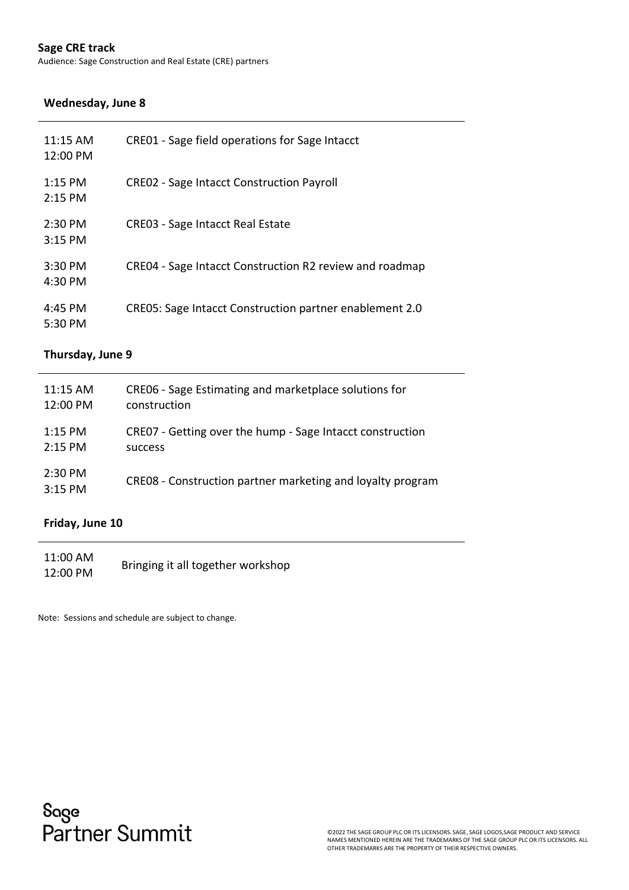## Sage CRE track

Audience: Sage Construction and Real Estate (CRE) partners

### Wednesday, June 8

| Time | Session |
| --- | --- |
| 11:15 AM<br>12:00 PM | CRE01 - Sage field operations for Sage Intacct |
| 1:15 PM<br>2:15 PM | CRE02 - Sage Intacct Construction Payroll |
| 2:30 PM<br>3:15 PM | CRE03 - Sage Intacct Real Estate |
| 3:30 PM<br>4:30 PM | CRE04 - Sage Intacct Construction R2 review and roadmap |
| 4:45 PM<br>5:30 PM | CRE05: Sage Intacct Construction partner enablement 2.0 |

### Thursday, June 9

| Time | Session |
| --- | --- |
| 11:15 AM<br>12:00 PM | CRE06 - Sage Estimating and marketplace solutions for construction |
| 1:15 PM<br>2:15 PM | CRE07 - Getting over the hump - Sage Intacct construction success |
| 2:30 PM<br>3:15 PM | CRE08 - Construction partner marketing and loyalty program |

### Friday, June 10

| Time | Session |
| --- | --- |
| 11:00 AM<br>12:00 PM | Bringing it all together workshop |

Note: Sessions and schedule are subject to change.

Sage Partner Summit

©2022 THE SAGE GROUP PLC OR ITS LICENSORS. SAGE, SAGE LOGOS,SAGE PRODUCT AND SERVICE NAMES MENTIONED HEREIN ARE THE TRADEMARKS OF THE SAGE GROUP PLC OR ITS LICENSORS. ALL OTHER TRADEMARKS ARE THE PROPERTY OF THEIR RESPECTIVE OWNERS.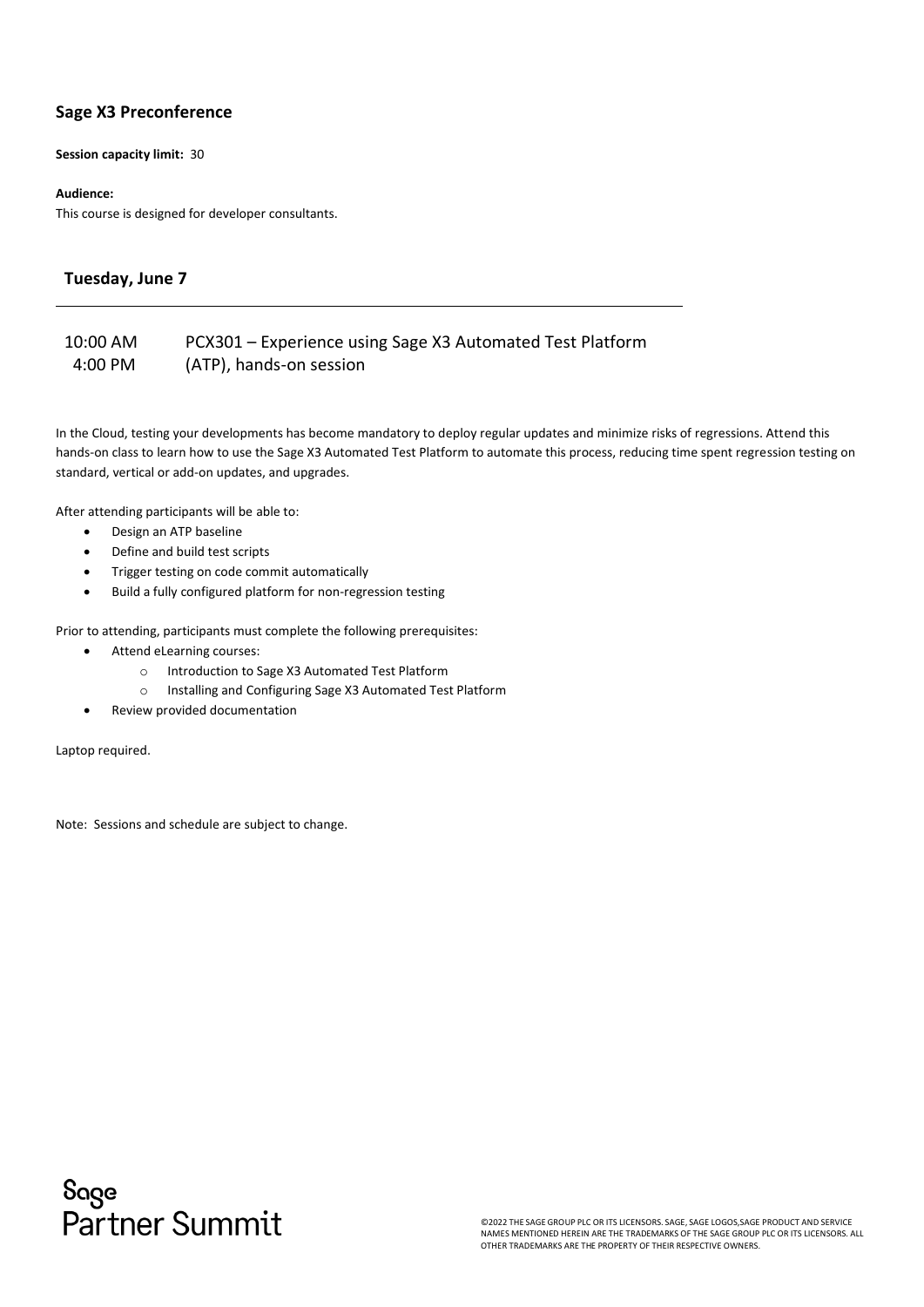## Sage X3 Preconference

**Session capacity limit:** 30

**Audience:**
This course is designed for developer consultants.

### Tuesday, June 7

| | |
|---|---|
| 10:00 AM<br>4:00 PM | PCX301 – Experience using Sage X3 Automated Test Platform (ATP), hands-on session |

In the Cloud, testing your developments has become mandatory to deploy regular updates and minimize risks of regressions. Attend this hands-on class to learn how to use the Sage X3 Automated Test Platform to automate this process, reducing time spent regression testing on standard, vertical or add-on updates, and upgrades.

After attending participants will be able to:

- Design an ATP baseline
- Define and build test scripts
- Trigger testing on code commit automatically
- Build a fully configured platform for non-regression testing

Prior to attending, participants must complete the following prerequisites:

- Attend eLearning courses:
    - Introduction to Sage X3 Automated Test Platform
    - Installing and Configuring Sage X3 Automated Test Platform
- Review provided documentation

Laptop required.

Note: Sessions and schedule are subject to change.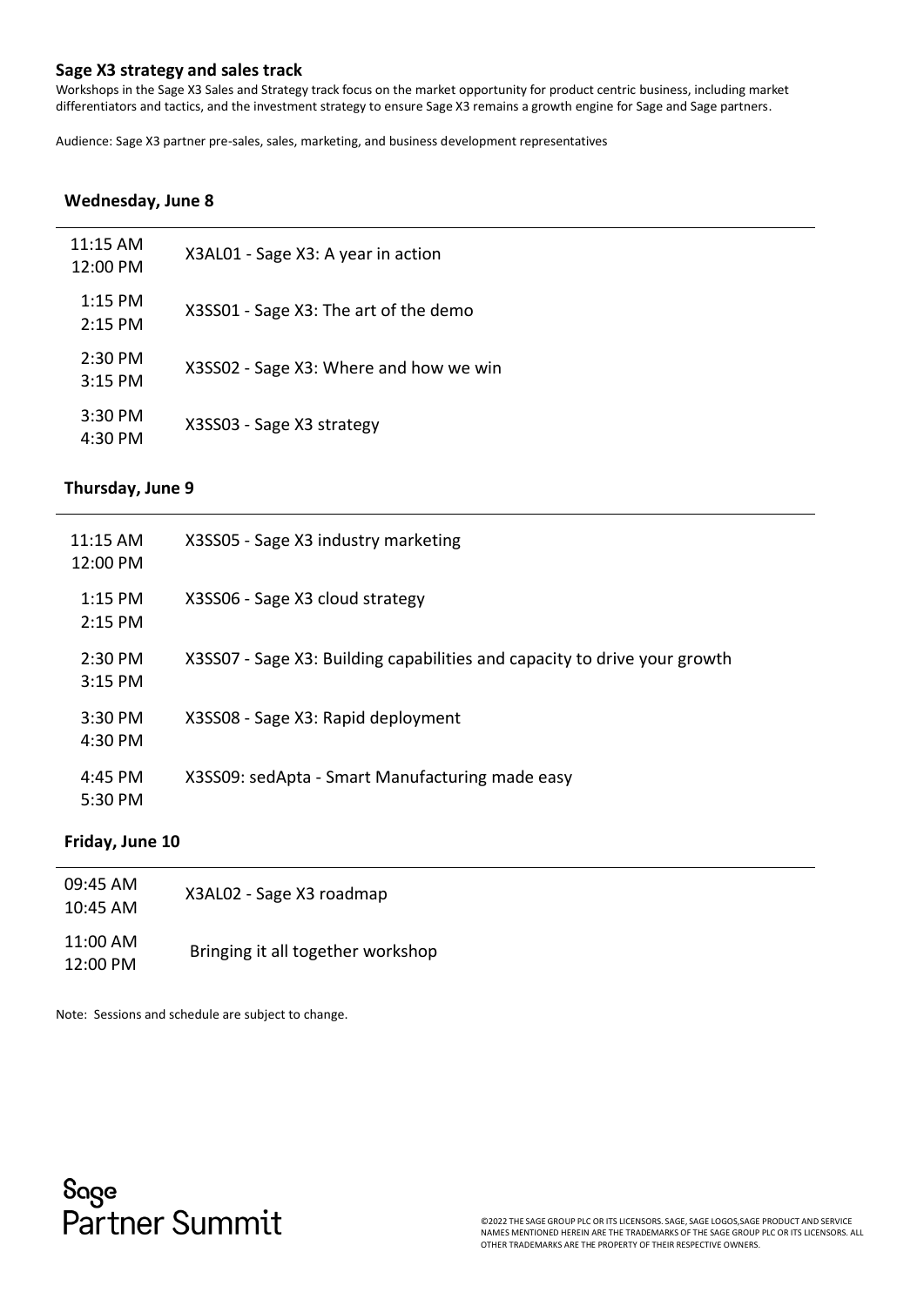**Sage X3 strategy and sales track**

Workshops in the Sage X3 Sales and Strategy track focus on the market opportunity for product centric business, including market differentiators and tactics, and the investment strategy to ensure Sage X3 remains a growth engine for Sage and Sage partners.

Audience: Sage X3 partner pre-sales, sales, marketing, and business development representatives

**Wednesday, June 8**

| | |
|---|---|
| 11:15 AM 12:00 PM | X3AL01 - Sage X3: A year in action |
| 1:15 PM 2:15 PM | X3SS01 - Sage X3: The art of the demo |
| 2:30 PM 3:15 PM | X3SS02 - Sage X3: Where and how we win |
| 3:30 PM 4:30 PM | X3SS03 - Sage X3 strategy |

**Thursday, June 9**

| | |
|---|---|
| 11:15 AM 12:00 PM | X3SS05 - Sage X3 industry marketing |
| 1:15 PM 2:15 PM | X3SS06 - Sage X3 cloud strategy |
| 2:30 PM 3:15 PM | X3SS07 - Sage X3: Building capabilities and capacity to drive your growth |
| 3:30 PM 4:30 PM | X3SS08 - Sage X3: Rapid deployment |
| 4:45 PM 5:30 PM | X3SS09: sedApta - Smart Manufacturing made easy |

**Friday, June 10**

| | |
|---|---|
| 09:45 AM 10:45 AM | X3AL02 - Sage X3 roadmap |
| 11:00 AM 12:00 PM | Bringing it all together workshop |

Note: Sessions and schedule are subject to change.

Sage Partner Summit

©2022 THE SAGE GROUP PLC OR ITS LICENSORS. SAGE, SAGE LOGOS,SAGE PRODUCT AND SERVICE NAMES MENTIONED HEREIN ARE THE TRADEMARKS OF THE SAGE GROUP PLC OR ITS LICENSORS. ALL OTHER TRADEMARKS ARE THE PROPERTY OF THEIR RESPECTIVE OWNERS.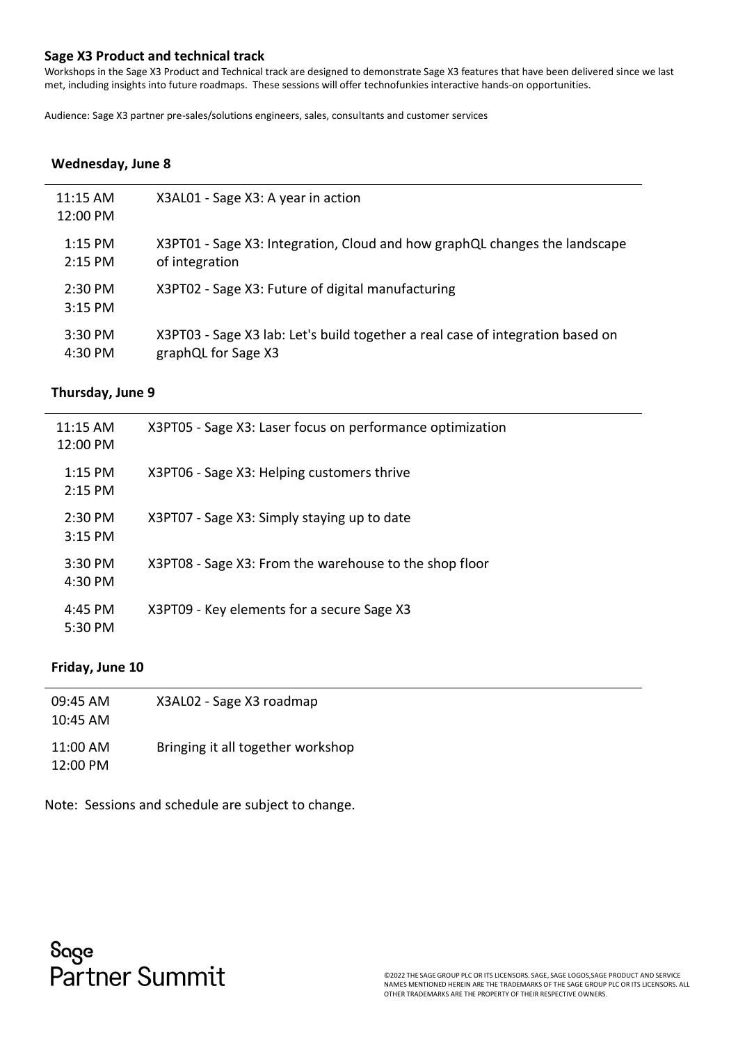## Sage X3 Product and technical track

Workshops in the Sage X3 Product and Technical track are designed to demonstrate Sage X3 features that have been delivered since we last met, including insights into future roadmaps. These sessions will offer technofunkies interactive hands-on opportunities.

Audience: Sage X3 partner pre-sales/solutions engineers, sales, consultants and customer services

### Wednesday, June 8

| Time | Session |
|---|---|
| 11:15 AM<br>12:00 PM | X3AL01 - Sage X3: A year in action |
| 1:15 PM<br>2:15 PM | X3PT01 - Sage X3: Integration, Cloud and how graphQL changes the landscape of integration |
| 2:30 PM<br>3:15 PM | X3PT02 - Sage X3: Future of digital manufacturing |
| 3:30 PM<br>4:30 PM | X3PT03 - Sage X3 lab: Let's build together a real case of integration based on graphQL for Sage X3 |

### Thursday, June 9

| Time | Session |
|---|---|
| 11:15 AM<br>12:00 PM | X3PT05 - Sage X3: Laser focus on performance optimization |
| 1:15 PM<br>2:15 PM | X3PT06 - Sage X3: Helping customers thrive |
| 2:30 PM<br>3:15 PM | X3PT07 - Sage X3: Simply staying up to date |
| 3:30 PM<br>4:30 PM | X3PT08 - Sage X3: From the warehouse to the shop floor |
| 4:45 PM<br>5:30 PM | X3PT09 - Key elements for a secure Sage X3 |

### Friday, June 10

| Time | Session |
|---|---|
| 09:45 AM<br>10:45 AM | X3AL02 - Sage X3 roadmap |
| 11:00 AM<br>12:00 PM | Bringing it all together workshop |

Note: Sessions and schedule are subject to change.

Sage
Partner Summit

©2022 THE SAGE GROUP PLC OR ITS LICENSORS. SAGE, SAGE LOGOS,SAGE PRODUCT AND SERVICE NAMES MENTIONED HEREIN ARE THE TRADEMARKS OF THE SAGE GROUP PLC OR ITS LICENSORS. ALL OTHER TRADEMARKS ARE THE PROPERTY OF THEIR RESPECTIVE OWNERS.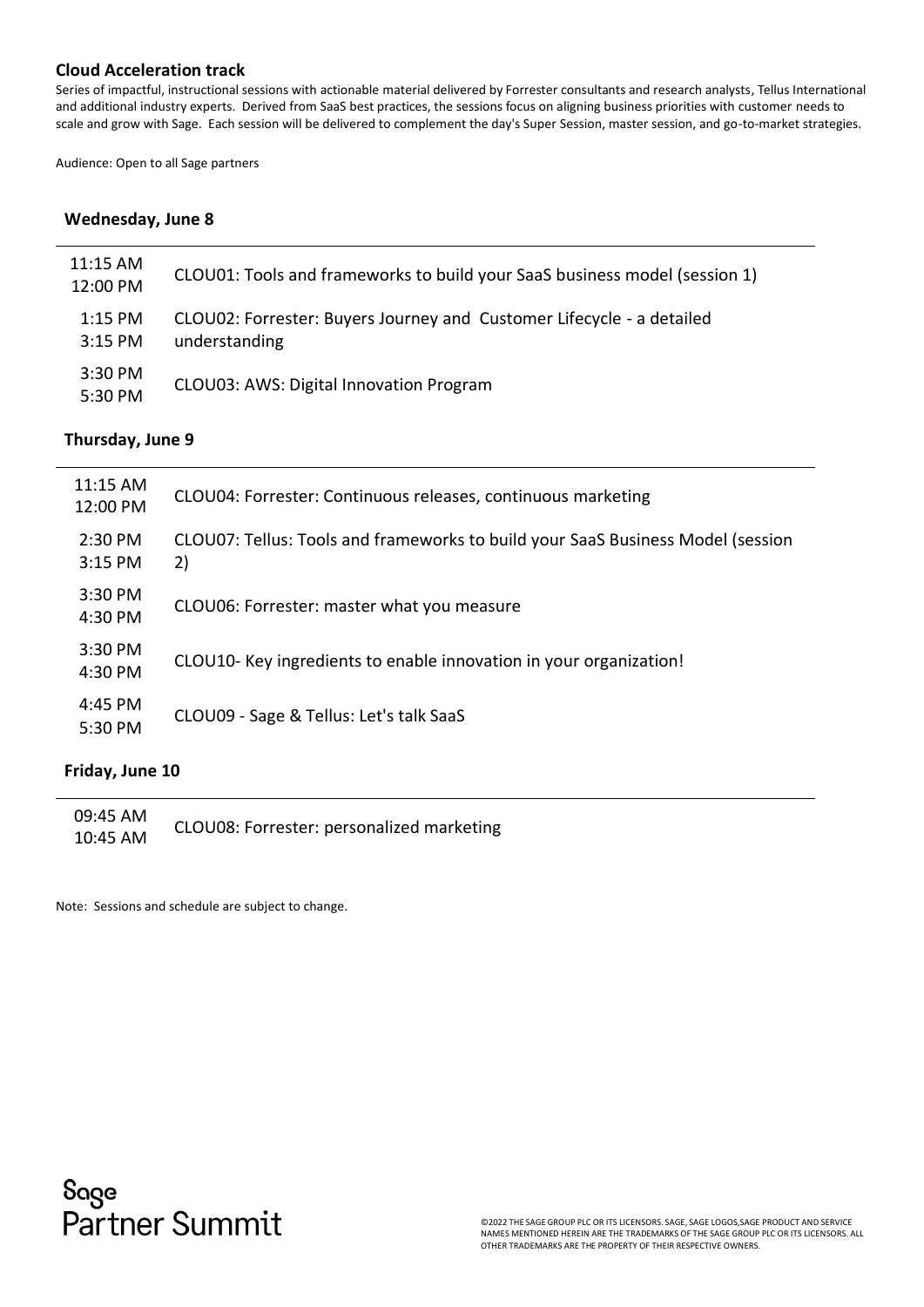### Cloud Acceleration track

Series of impactful, instructional sessions with actionable material delivered by Forrester consultants and research analysts, Tellus International and additional industry experts. Derived from SaaS best practices, the sessions focus on aligning business priorities with customer needs to scale and grow with Sage. Each session will be delivered to complement the day's Super Session, master session, and go-to-market strategies.

Audience: Open to all Sage partners

#### Wednesday, June 8

| Time | Session |
|---|---|
| 11:15 AM<br>12:00 PM | CLOU01: Tools and frameworks to build your SaaS business model (session 1) |
| 1:15 PM<br>3:15 PM | CLOU02: Forrester: Buyers Journey and Customer Lifecycle - a detailed understanding |
| 3:30 PM<br>5:30 PM | CLOU03: AWS: Digital Innovation Program |

#### Thursday, June 9

| Time | Session |
|---|---|
| 11:15 AM<br>12:00 PM | CLOU04: Forrester: Continuous releases, continuous marketing |
| 2:30 PM<br>3:15 PM | CLOU07: Tellus: Tools and frameworks to build your SaaS Business Model (session 2) |
| 3:30 PM<br>4:30 PM | CLOU06: Forrester: master what you measure |
| 3:30 PM<br>4:30 PM | CLOU10- Key ingredients to enable innovation in your organization! |
| 4:45 PM<br>5:30 PM | CLOU09 - Sage & Tellus: Let's talk SaaS |

#### Friday, June 10

| Time | Session |
|---|---|
| 09:45 AM<br>10:45 AM | CLOU08: Forrester: personalized marketing |

Note: Sessions and schedule are subject to change.

Sage Partner Summit

©2022 THE SAGE GROUP PLC OR ITS LICENSORS. SAGE, SAGE LOGOS,SAGE PRODUCT AND SERVICE NAMES MENTIONED HEREIN ARE THE TRADEMARKS OF THE SAGE GROUP PLC OR ITS LICENSORS. ALL OTHER TRADEMARKS ARE THE PROPERTY OF THEIR RESPECTIVE OWNERS.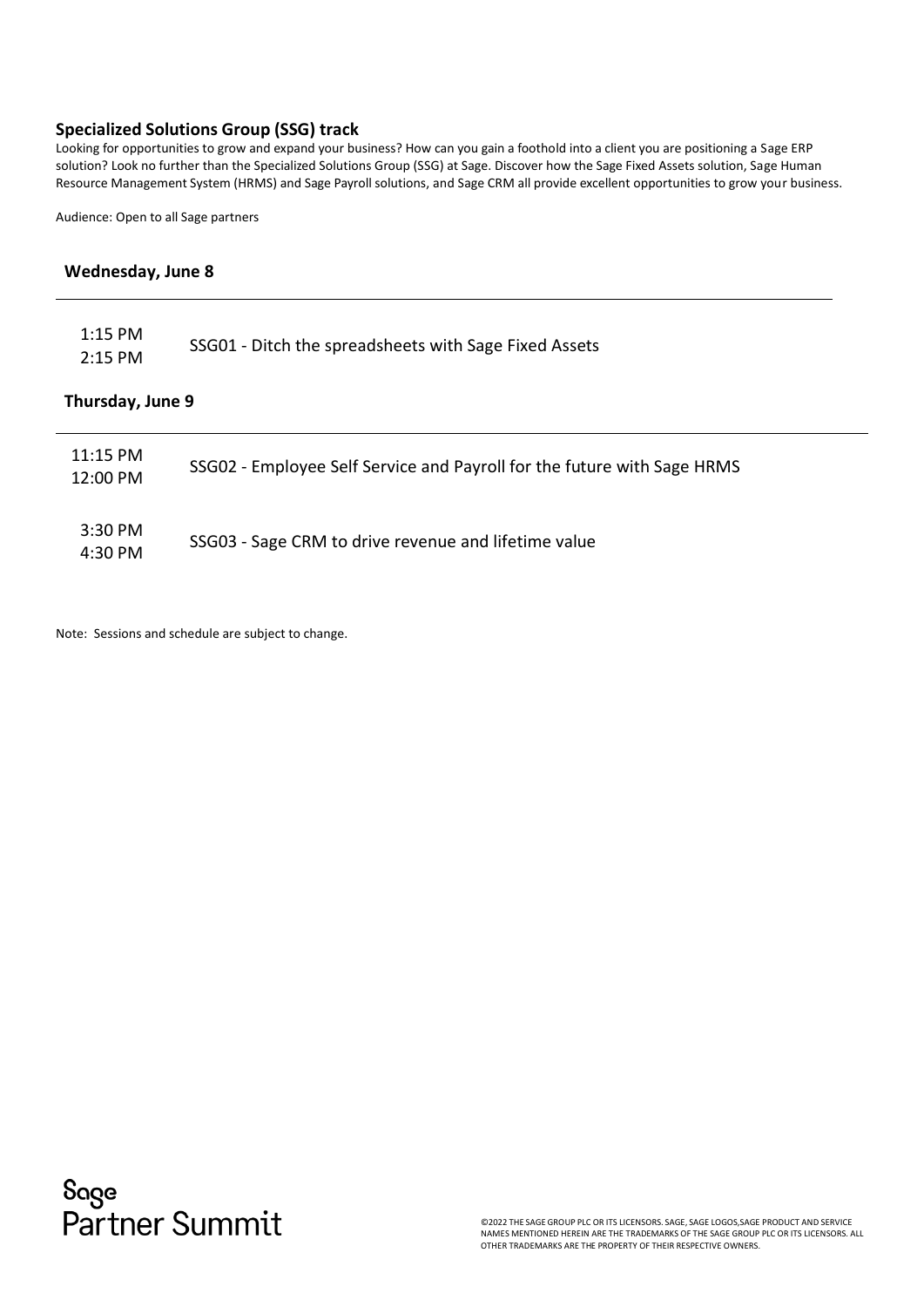## Specialized Solutions Group (SSG) track

Looking for opportunities to grow and expand your business? How can you gain a foothold into a client you are positioning a Sage ERP solution? Look no further than the Specialized Solutions Group (SSG) at Sage. Discover how the Sage Fixed Assets solution, Sage Human Resource Management System (HRMS) and Sage Payroll solutions, and Sage CRM all provide excellent opportunities to grow your business.

Audience: Open to all Sage partners

### Wednesday, June 8

| Time | Session |
|---|---|
| 1:15 PM<br>2:15 PM | SSG01 - Ditch the spreadsheets with Sage Fixed Assets |

### Thursday, June 9

| Time | Session |
|---|---|
| 11:15 PM<br>12:00 PM | SSG02 - Employee Self Service and Payroll for the future with Sage HRMS |
| 3:30 PM<br>4:30 PM | SSG03 - Sage CRM to drive revenue and lifetime value |

Note: Sessions and schedule are subject to change.

Sage Partner Summit

©2022 THE SAGE GROUP PLC OR ITS LICENSORS. SAGE, SAGE LOGOS,SAGE PRODUCT AND SERVICE NAMES MENTIONED HEREIN ARE THE TRADEMARKS OF THE SAGE GROUP PLC OR ITS LICENSORS. ALL OTHER TRADEMARKS ARE THE PROPERTY OF THEIR RESPECTIVE OWNERS.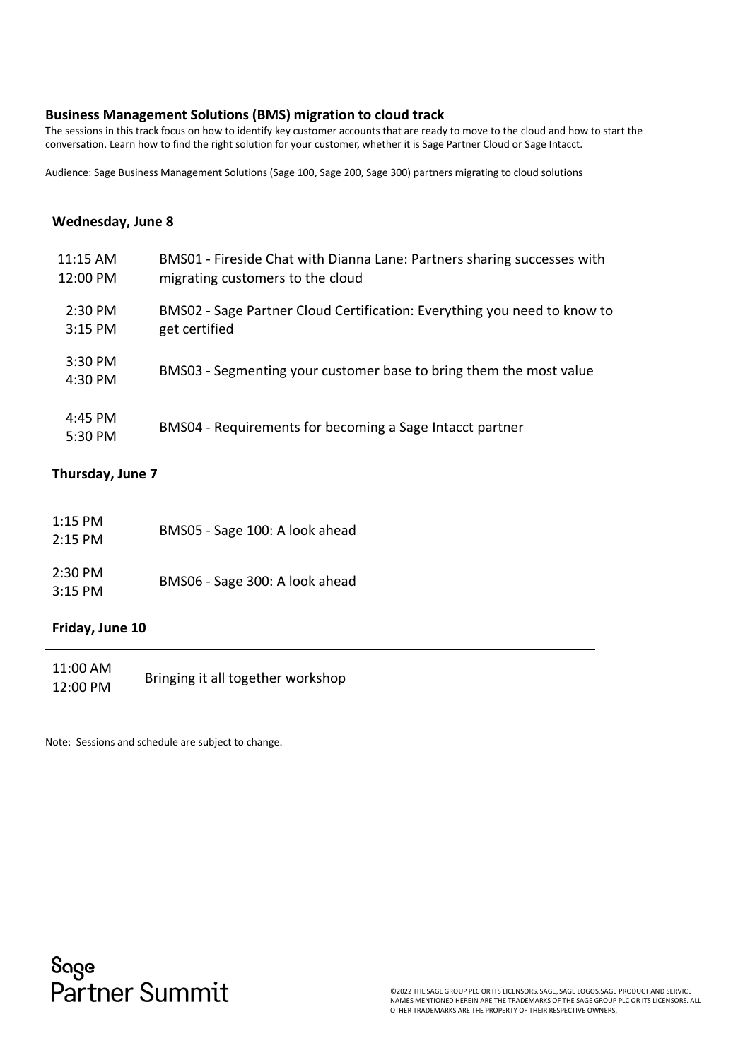## Business Management Solutions (BMS) migration to cloud track

The sessions in this track focus on how to identify key customer accounts that are ready to move to the cloud and how to start the conversation. Learn how to find the right solution for your customer, whether it is Sage Partner Cloud or Sage Intacct.

Audience: Sage Business Management Solutions (Sage 100, Sage 200, Sage 300) partners migrating to cloud solutions

### Wednesday, June 8

| Time | Session |
| --- | --- |
| 11:15 AM<br>12:00 PM | BMS01 - Fireside Chat with Dianna Lane: Partners sharing successes with migrating customers to the cloud |
| 2:30 PM<br>3:15 PM | BMS02 - Sage Partner Cloud Certification: Everything you need to know to get certified |
| 3:30 PM<br>4:30 PM | BMS03 - Segmenting your customer base to bring them the most value |
| 4:45 PM<br>5:30 PM | BMS04 - Requirements for becoming a Sage Intacct partner |

### Thursday, June 7

| Time | Session |
| --- | --- |
| 1:15 PM<br>2:15 PM | BMS05 - Sage 100: A look ahead |
| 2:30 PM<br>3:15 PM | BMS06 - Sage 300: A look ahead |

### Friday, June 10

| Time | Session |
| --- | --- |
| 11:00 AM<br>12:00 PM | Bringing it all together workshop |

Note: Sessions and schedule are subject to change.

Sage Partner Summit

©2022 THE SAGE GROUP PLC OR ITS LICENSORS. SAGE, SAGE LOGOS,SAGE PRODUCT AND SERVICE NAMES MENTIONED HEREIN ARE THE TRADEMARKS OF THE SAGE GROUP PLC OR ITS LICENSORS. ALL OTHER TRADEMARKS ARE THE PROPERTY OF THEIR RESPECTIVE OWNERS.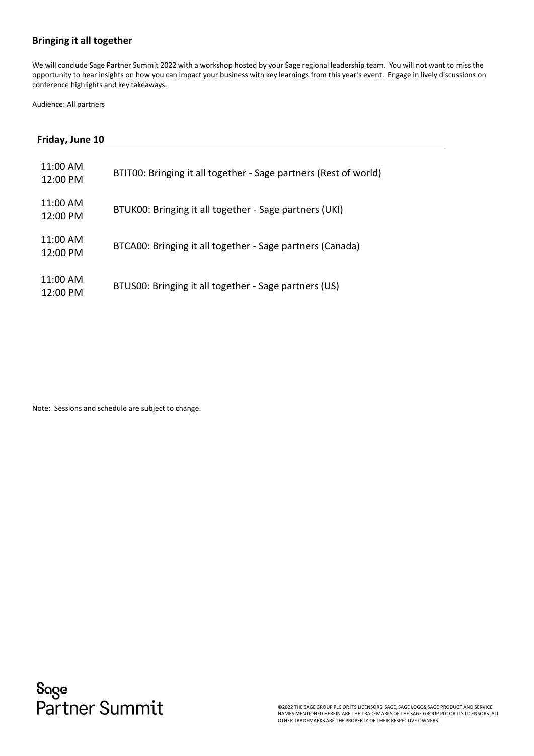## Bringing it all together

We will conclude Sage Partner Summit 2022 with a workshop hosted by your Sage regional leadership team. You will not want to miss the opportunity to hear insights on how you can impact your business with key learnings from this year's event. Engage in lively discussions on conference highlights and key takeaways.

Audience: All partners

### Friday, June 10

| | |
|---|---|
| 11:00 AM 12:00 PM | BTIT00: Bringing it all together - Sage partners (Rest of world) |
| 11:00 AM 12:00 PM | BTUK00: Bringing it all together - Sage partners (UKI) |
| 11:00 AM 12:00 PM | BTCA00: Bringing it all together - Sage partners (Canada) |
| 11:00 AM 12:00 PM | BTUS00: Bringing it all together - Sage partners (US) |

Note: Sessions and schedule are subject to change.

Sage Partner Summit

©2022 THE SAGE GROUP PLC OR ITS LICENSORS. SAGE, SAGE LOGOS,SAGE PRODUCT AND SERVICE NAMES MENTIONED HEREIN ARE THE TRADEMARKS OF THE SAGE GROUP PLC OR ITS LICENSORS. ALL OTHER TRADEMARKS ARE THE PROPERTY OF THEIR RESPECTIVE OWNERS.